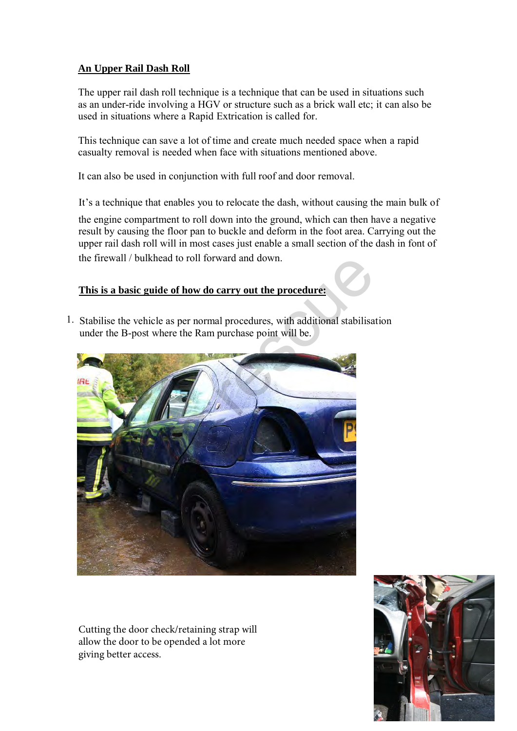## An Upper Rail Dash Roll

The upper rail dash roll technique is a technique that can be used in situations such as an under-ride involving a HGV or structure such as a brick wall etc; it can also be used in situations where a Rapid Extrication is called for.

This technique can save a lot of time and create much needed space when a rapid casualty removal is needed when face with situations mentioned above.

It can also be used in conjunction with full roof and door removal.

It's a technique that enables you to relocate the dash, without causing the main bulk of the engine compartment to roll down into the ground, which can then have a negative result by causing the floor pan to buckle and deform in the foot area. Carrying out the upper rail dash roll will in most cases just enable a small section of the dash in font of the firewall / bulkhead to roll forward and down.

**This is a basic guide of how do carry out the procedure:**

1. Stabilise the vehicle as per normal procedures, with additional stabilisation under the B-post where the Ram purchase point will be.

Cutting the door check/retaining strap will allow the door to be opended a lot more giving better access.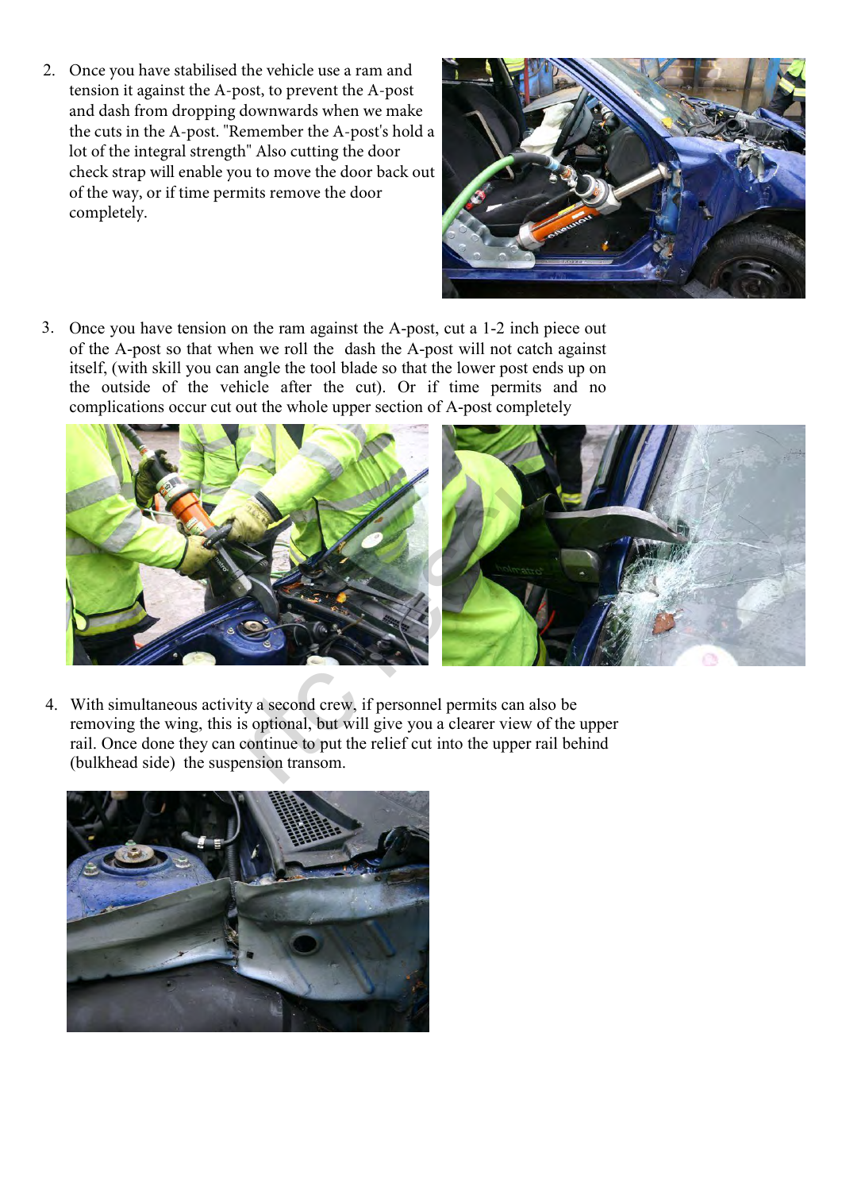2. Once you have stabilised the vehicle use a ram and tension it against the A-post, to prevent the A-post and dash from dropping downwards when we make the cuts in the A-post. "Remember the A-post's hold a lot of the integral strength" Also cutting the door check strap will enable you to move the door back out of the way, or if time permits remove the door completely.

3. Once you have tension on the ram against the A-post, cut a 1-2 inch piece out of the A-post so that when we roll the dash the A-post will not catch against itself, (with skill you can angle the tool blade so that the lower post ends up on the outside of the vehicle after the cut). Or if time permits and no complications occur cut out the whole upper section of A-post completely

4. With simultaneous activity a second crew, if personnel permits can also be removing the wing, this is optional, but will give you a clearer view of the upper rail. Once done they can continue to put the relief cut into the upper rail behind (bulkhead side) the suspension transom.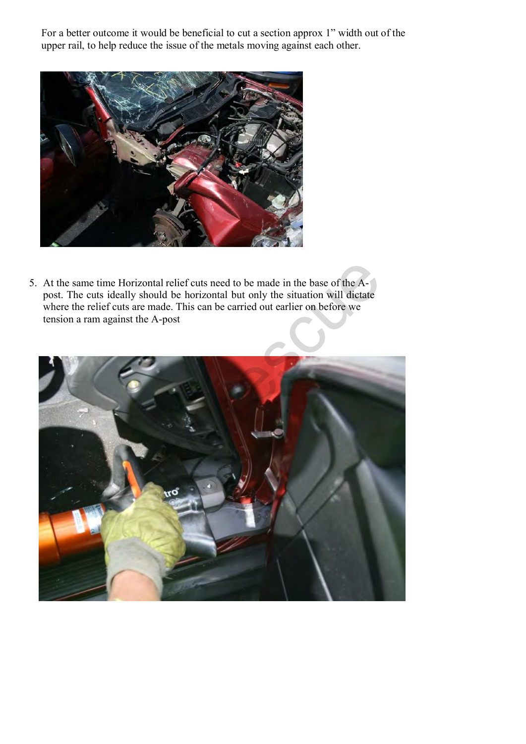For a better outcome it would be beneficial to cut a section approx 1" width out of the upper rail, to help reduce the issue of the metals moving against each other.

5. At the same time Horizontal relief cuts need to be made in the base of the A-post. The cuts ideally should be horizontal but only the situation will dictate where the relief cuts are made. This can be carried out earlier on before we tension a ram against the A-post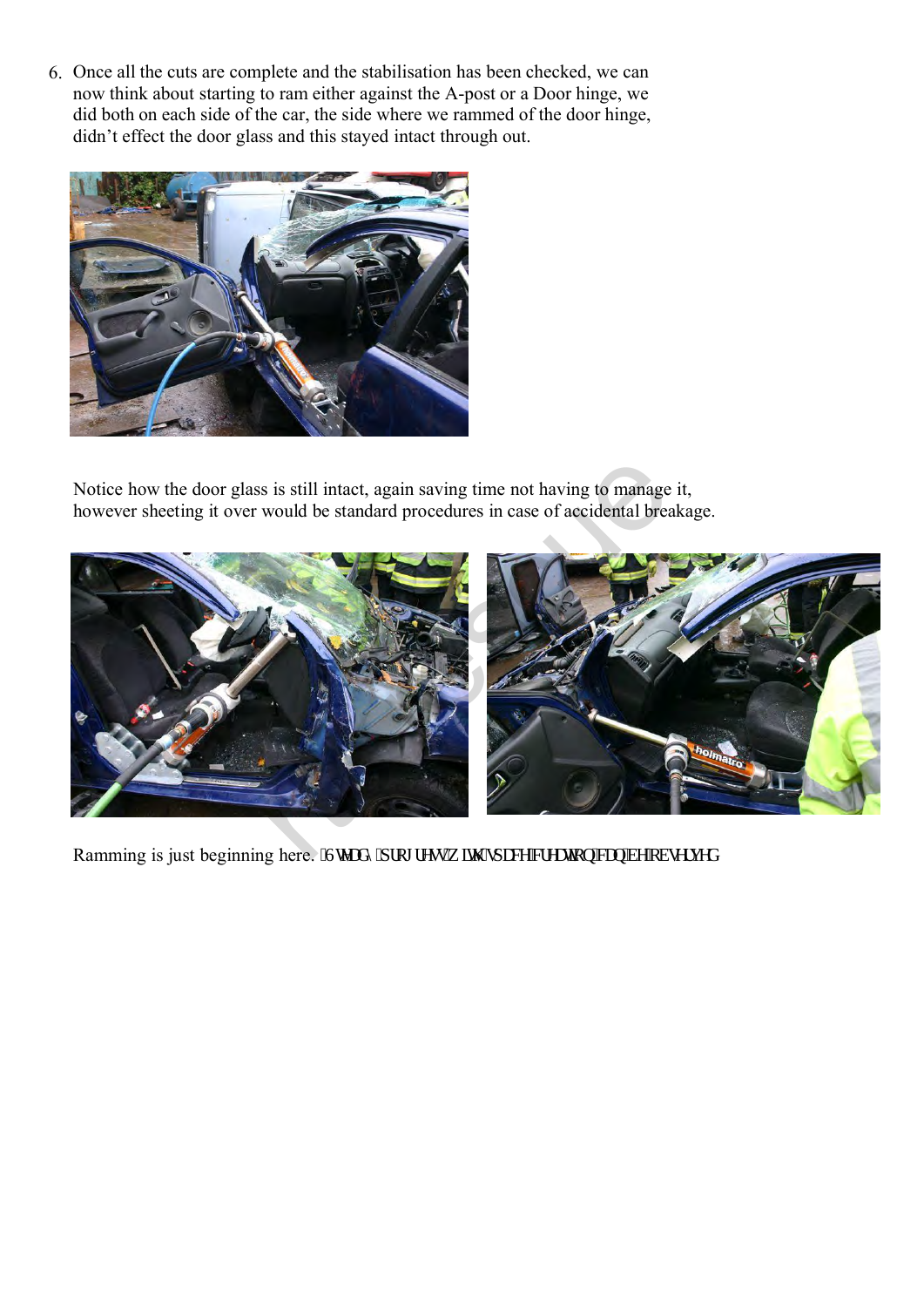6. Once all the cuts are complete and the stabilisation has been checked, we can now think about starting to ram either against the A-post or a Door hinge, we did both on each side of the car, the side where we rammed of the door hinge, didn't effect the door glass and this stayed intact through out.

Notice how the door glass is still intact, again saving time not having to manage it, however sheeting it over would be standard procedures in case of accidental breakage.

Ramming is just beginning here. [6WDG\ [SURJUHVVZLWKVSDFHFUHDWLRQFDQEHREVHUYHG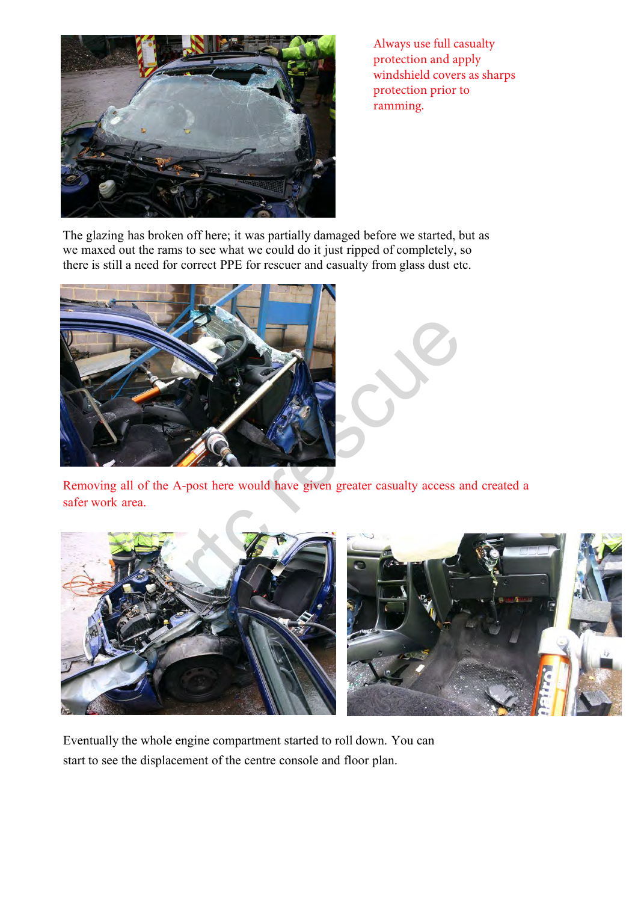Always use full casualty protection and apply windshield covers as sharps protection prior to ramming.

The glazing has broken off here; it was partially damaged before we started, but as we maxed out the rams to see what we could do it just ripped of completely, so there is still a need for correct PPE for rescuer and casualty from glass dust etc.

Removing all of the A-post here would have given greater casualty access and created a safer work area.

Eventually the whole engine compartment started to roll down. You can start to see the displacement of the centre console and floor plan.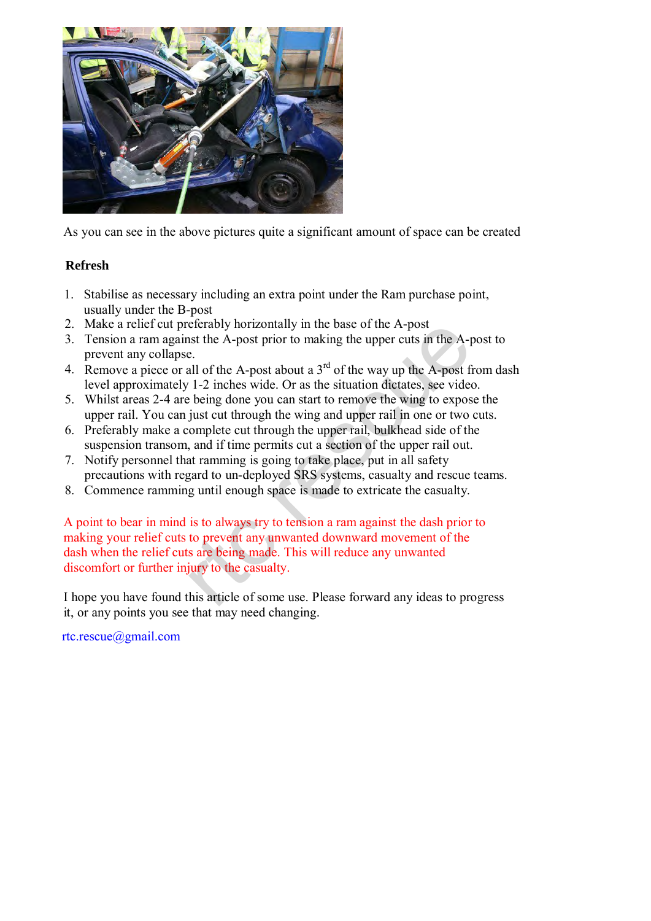As you can see in the above pictures quite a significant amount of space can be created

**Refresh**

1. Stabilise as necessary including an extra point under the Ram purchase point, usually under the B-post
2. Make a relief cut preferably horizontally in the base of the A-post
3. Tension a ram against the A-post prior to making the upper cuts in the A-post to prevent any collapse.
4. Remove a piece or all of the A-post about a 3rd of the way up the A-post from dash level approximately 1-2 inches wide. Or as the situation dictates, see video.
5. Whilst areas 2-4 are being done you can start to remove the wing to expose the upper rail. You can just cut through the wing and upper rail in one or two cuts.
6. Preferably make a complete cut through the upper rail, bulkhead side of the suspension transom, and if time permits cut a section of the upper rail out.
7. Notify personnel that ramming is going to take place, put in all safety precautions with regard to un-deployed SRS systems, casualty and rescue teams.
8. Commence ramming until enough space is made to extricate the casualty.

A point to bear in mind is to always try to tension a ram against the dash prior to making your relief cuts to prevent any unwanted downward movement of the dash when the relief cuts are being made. This will reduce any unwanted discomfort or further injury to the casualty.

I hope you have found this article of some use. Please forward any ideas to progress it, or any points you see that may need changing.

rtc.rescue@gmail.com